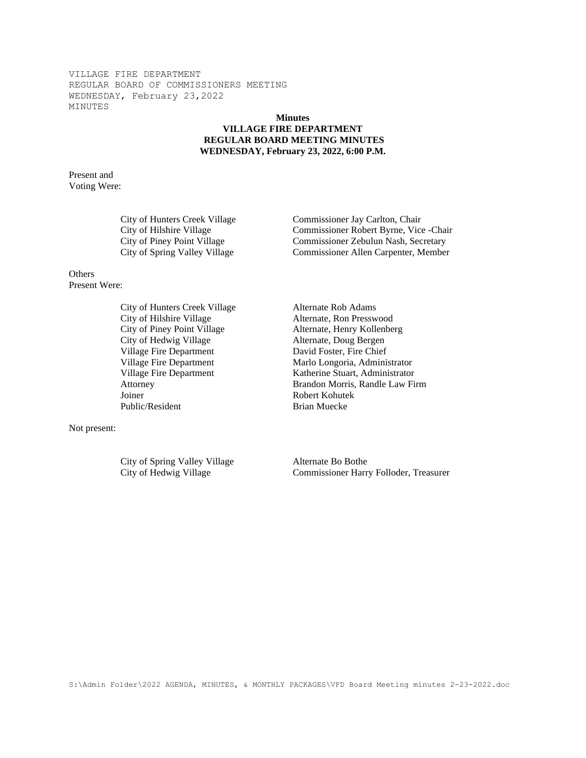VILLAGE FIRE DEPARTMENT
REGULAR BOARD OF COMMISSIONERS MEETING
WEDNESDAY, February 23,2022
MINUTES

**Minutes**
**VILLAGE FIRE DEPARTMENT**
**REGULAR BOARD MEETING MINUTES**
**WEDNESDAY, February 23, 2022, 6:00 P.M.**

Present and
Voting Were:

| | |
|---|---|
| City of Hunters Creek Village | Commissioner Jay Carlton, Chair |
| City of Hilshire Village | Commissioner Robert Byrne, Vice -Chair |
| City of Piney Point Village | Commissioner Zebulun Nash, Secretary |
| City of Spring Valley Village | Commissioner Allen Carpenter, Member |

Others
Present Were:

| | |
|---|---|
| City of Hunters Creek Village | Alternate Rob Adams |
| City of Hilshire Village | Alternate, Ron Presswood |
| City of Piney Point Village | Alternate, Henry Kollenberg |
| City of Hedwig Village | Alternate, Doug Bergen |
| Village Fire Department | David Foster, Fire Chief |
| Village Fire Department | Marlo Longoria, Administrator |
| Village Fire Department | Katherine Stuart, Administrator |
| Attorney | Brandon Morris, Randle Law Firm |
| Joiner | Robert Kohutek |
| Public/Resident | Brian Muecke |

Not present:

| | |
|---|---|
| City of Spring Valley Village | Alternate Bo Bothe |
| City of Hedwig Village | Commissioner Harry Folloder, Treasurer |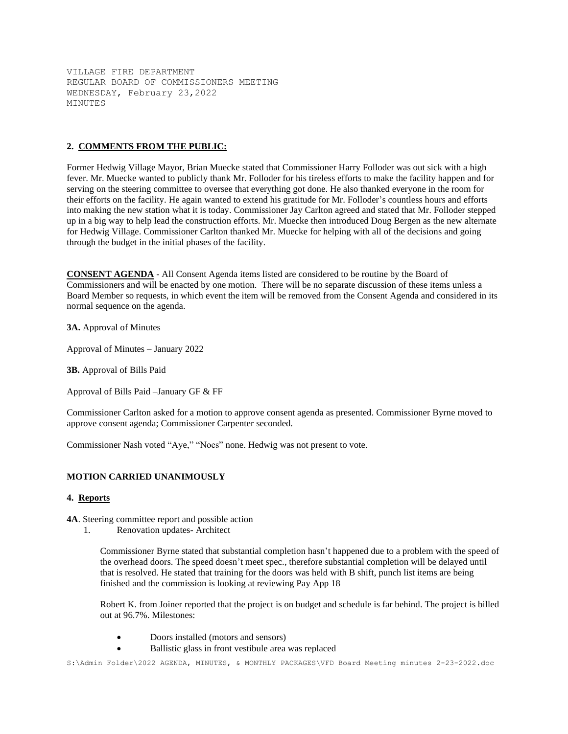VILLAGE FIRE DEPARTMENT
REGULAR BOARD OF COMMISSIONERS MEETING
WEDNESDAY, February 23,2022
MINUTES

**2. COMMENTS FROM THE PUBLIC:**

Former Hedwig Village Mayor, Brian Muecke stated that Commissioner Harry Folloder was out sick with a high fever. Mr. Muecke wanted to publicly thank Mr. Folloder for his tireless efforts to make the facility happen and for serving on the steering committee to oversee that everything got done. He also thanked everyone in the room for their efforts on the facility. He again wanted to extend his gratitude for Mr. Folloder's countless hours and efforts into making the new station what it is today. Commissioner Jay Carlton agreed and stated that Mr. Folloder stepped up in a big way to help lead the construction efforts. Mr. Muecke then introduced Doug Bergen as the new alternate for Hedwig Village. Commissioner Carlton thanked Mr. Muecke for helping with all of the decisions and going through the budget in the initial phases of the facility.

**CONSENT AGENDA** - All Consent Agenda items listed are considered to be routine by the Board of Commissioners and will be enacted by one motion. There will be no separate discussion of these items unless a Board Member so requests, in which event the item will be removed from the Consent Agenda and considered in its normal sequence on the agenda.

**3A.** Approval of Minutes

Approval of Minutes – January 2022

**3B.** Approval of Bills Paid

Approval of Bills Paid –January GF & FF

Commissioner Carlton asked for a motion to approve consent agenda as presented. Commissioner Byrne moved to approve consent agenda; Commissioner Carpenter seconded.

Commissioner Nash voted "Aye," "Noes" none. Hedwig was not present to vote.

**MOTION CARRIED UNANIMOUSLY**

**4. Reports**

**4A**. Steering committee report and possible action

1. Renovation updates- Architect

   Commissioner Byrne stated that substantial completion hasn't happened due to a problem with the speed of the overhead doors. The speed doesn't meet spec., therefore substantial completion will be delayed until that is resolved. He stated that training for the doors was held with B shift, punch list items are being finished and the commission is looking at reviewing Pay App 18

   Robert K. from Joiner reported that the project is on budget and schedule is far behind. The project is billed out at 96.7%. Milestones:

   - Doors installed (motors and sensors)
   - Ballistic glass in front vestibule area was replaced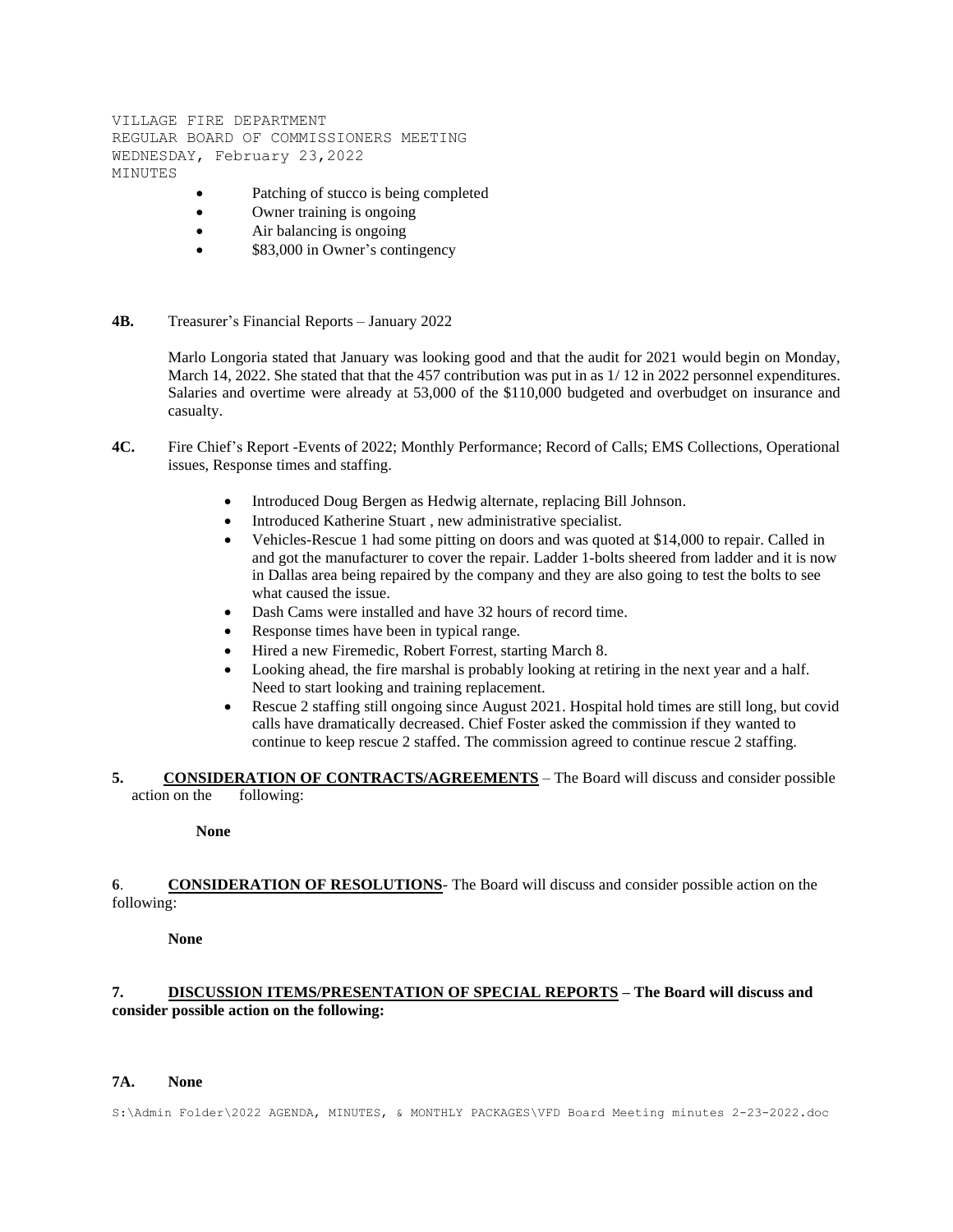VILLAGE FIRE DEPARTMENT
REGULAR BOARD OF COMMISSIONERS MEETING
WEDNESDAY, February 23,2022
MINUTES

- Patching of stucco is being completed
- Owner training is ongoing
- Air balancing is ongoing
- $83,000 in Owner's contingency

**4B.** Treasurer's Financial Reports – January 2022

Marlo Longoria stated that January was looking good and that the audit for 2021 would begin on Monday, March 14, 2022. She stated that that the 457 contribution was put in as 1/ 12 in 2022 personnel expenditures. Salaries and overtime were already at 53,000 of the $110,000 budgeted and overbudget on insurance and casualty.

**4C.** Fire Chief's Report -Events of 2022; Monthly Performance; Record of Calls; EMS Collections, Operational issues, Response times and staffing.

- Introduced Doug Bergen as Hedwig alternate, replacing Bill Johnson.
- Introduced Katherine Stuart , new administrative specialist.
- Vehicles-Rescue 1 had some pitting on doors and was quoted at $14,000 to repair. Called in and got the manufacturer to cover the repair. Ladder 1-bolts sheered from ladder and it is now in Dallas area being repaired by the company and they are also going to test the bolts to see what caused the issue.
- Dash Cams were installed and have 32 hours of record time.
- Response times have been in typical range.
- Hired a new Firemedic, Robert Forrest, starting March 8.
- Looking ahead, the fire marshal is probably looking at retiring in the next year and a half. Need to start looking and training replacement.
- Rescue 2 staffing still ongoing since August 2021. Hospital hold times are still long, but covid calls have dramatically decreased. Chief Foster asked the commission if they wanted to continue to keep rescue 2 staffed. The commission agreed to continue rescue 2 staffing.

**5.** **CONSIDERATION OF CONTRACTS/AGREEMENTS** – The Board will discuss and consider possible action on the following:

**None**

**6**. **CONSIDERATION OF RESOLUTIONS**- The Board will discuss and consider possible action on the following:

**None**

**7. DISCUSSION ITEMS/PRESENTATION OF SPECIAL REPORTS – The Board will discuss and consider possible action on the following:**

**7A. None**

S:\Admin Folder\2022 AGENDA, MINUTES, & MONTHLY PACKAGES\VFD Board Meeting minutes 2-23-2022.doc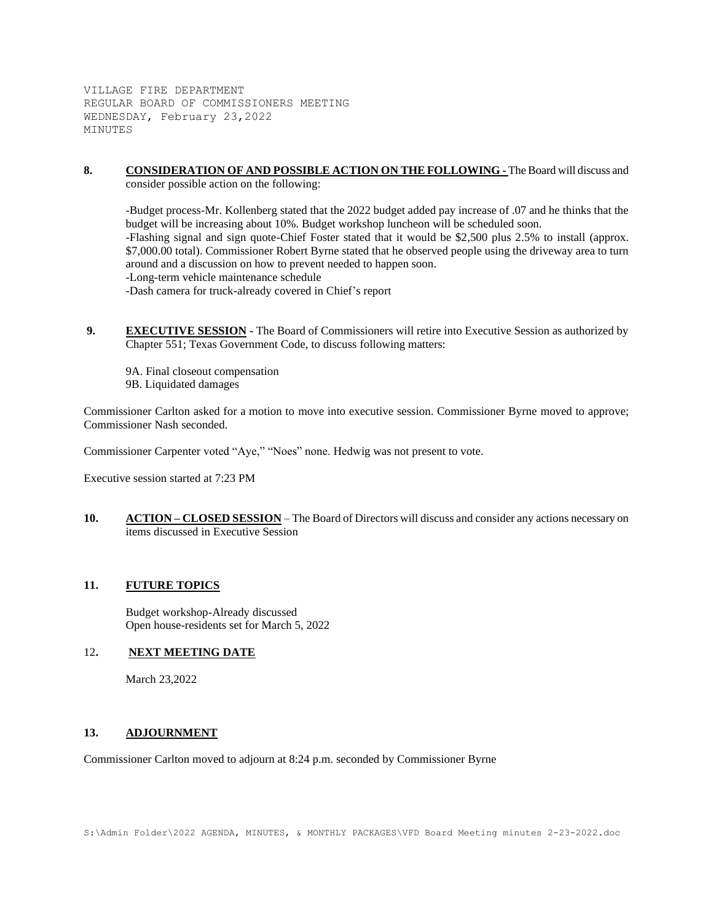VILLAGE FIRE DEPARTMENT
REGULAR BOARD OF COMMISSIONERS MEETING
WEDNESDAY, February 23,2022
MINUTES

**8. CONSIDERATION OF AND POSSIBLE ACTION ON THE FOLLOWING -** The Board will discuss and consider possible action on the following:

-Budget process-Mr. Kollenberg stated that the 2022 budget added pay increase of .07 and he thinks that the budget will be increasing about 10%. Budget workshop luncheon will be scheduled soon.
-Flashing signal and sign quote-Chief Foster stated that it would be $2,500 plus 2.5% to install (approx. $7,000.00 total). Commissioner Robert Byrne stated that he observed people using the driveway area to turn around and a discussion on how to prevent needed to happen soon.
-Long-term vehicle maintenance schedule
-Dash camera for truck-already covered in Chief's report

**9. EXECUTIVE SESSION -** The Board of Commissioners will retire into Executive Session as authorized by Chapter 551; Texas Government Code, to discuss following matters:

9A. Final closeout compensation
9B. Liquidated damages

Commissioner Carlton asked for a motion to move into executive session. Commissioner Byrne moved to approve; Commissioner Nash seconded.

Commissioner Carpenter voted "Aye," "Noes" none. Hedwig was not present to vote.

Executive session started at 7:23 PM

**10. ACTION – CLOSED SESSION** – The Board of Directors will discuss and consider any actions necessary on items discussed in Executive Session

**11. FUTURE TOPICS**

Budget workshop-Already discussed
Open house-residents set for March 5, 2022

**12. NEXT MEETING DATE**

March 23,2022

**13. ADJOURNMENT**

Commissioner Carlton moved to adjourn at 8:24 p.m. seconded by Commissioner Byrne

S:\Admin Folder\2022 AGENDA, MINUTES, & MONTHLY PACKAGES\VFD Board Meeting minutes 2-23-2022.doc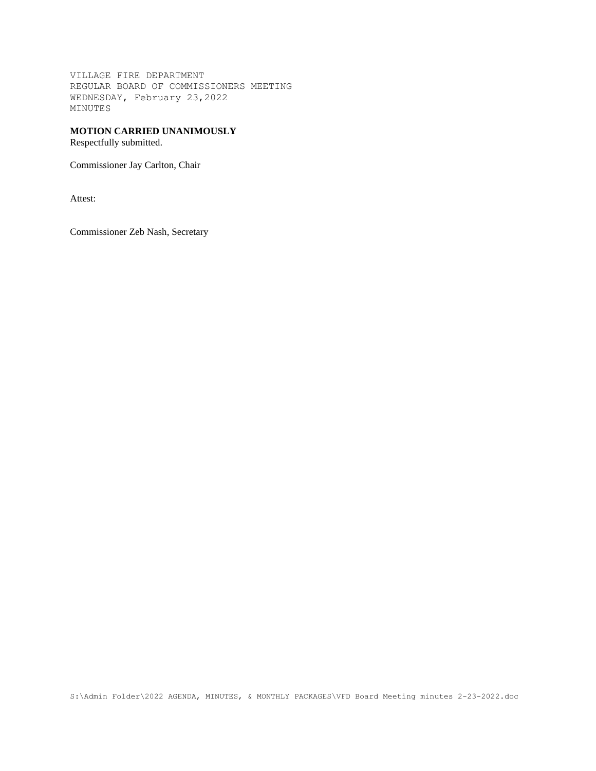**MOTION CARRIED UNANIMOUSLY**
Respectfully submitted.

Commissioner Jay Carlton, Chair

Attest:

Commissioner Zeb Nash, Secretary